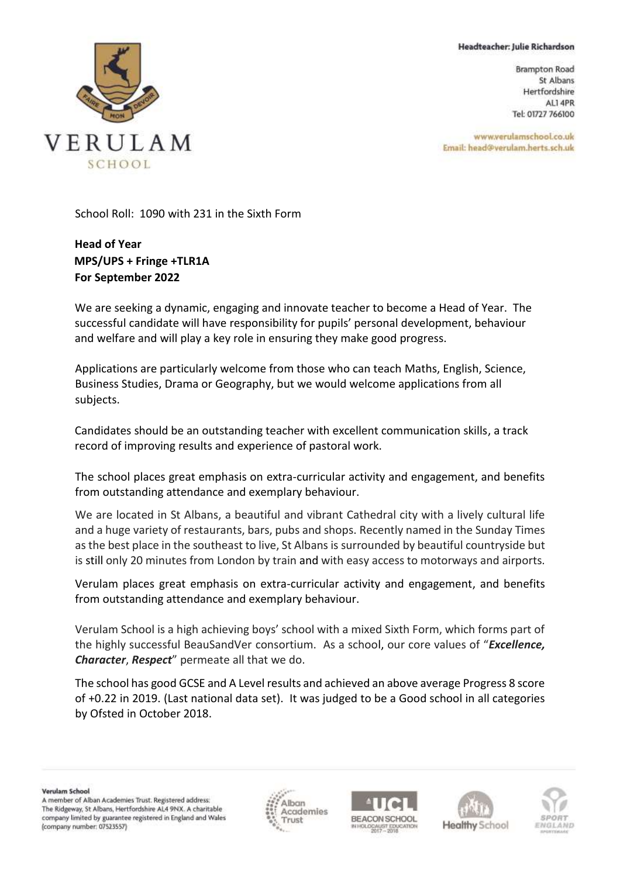Headteacher: Julie Richardson

Brampton Road
St Albans
Hertfordshire
AL1 4PR
Tel: 01727 766100

www.verulamschool.co.uk
Email: head@verulam.herts.sch.uk

VERULAM SCHOOL

School Roll: 1090 with 231 in the Sixth Form

**Head of Year**
**MPS/UPS + Fringe +TLR1A**
**For September 2022**

We are seeking a dynamic, engaging and innovate teacher to become a Head of Year. The successful candidate will have responsibility for pupils' personal development, behaviour and welfare and will play a key role in ensuring they make good progress.

Applications are particularly welcome from those who can teach Maths, English, Science, Business Studies, Drama or Geography, but we would welcome applications from all subjects.

Candidates should be an outstanding teacher with excellent communication skills, a track record of improving results and experience of pastoral work.

The school places great emphasis on extra-curricular activity and engagement, and benefits from outstanding attendance and exemplary behaviour.

We are located in St Albans, a beautiful and vibrant Cathedral city with a lively cultural life and a huge variety of restaurants, bars, pubs and shops. Recently named in the Sunday Times as the best place in the southeast to live, St Albans is surrounded by beautiful countryside but is still only 20 minutes from London by train and with easy access to motorways and airports.

Verulam places great emphasis on extra-curricular activity and engagement, and benefits from outstanding attendance and exemplary behaviour.

Verulam School is a high achieving boys' school with a mixed Sixth Form, which forms part of the highly successful BeauSandVer consortium. As a school, our core values of "***Excellence, Character***, ***Respect***" permeate all that we do.

The school has good GCSE and A Level results and achieved an above average Progress 8 score of +0.22 in 2019. (Last national data set). It was judged to be a Good school in all categories by Ofsted in October 2018.

**Verulam School**
A member of Alban Academies Trust. Registered address: The Ridgeway, St Albans, Hertfordshire AL4 9NX. A charitable company limited by guarantee registered in England and Wales (company number: 07523557)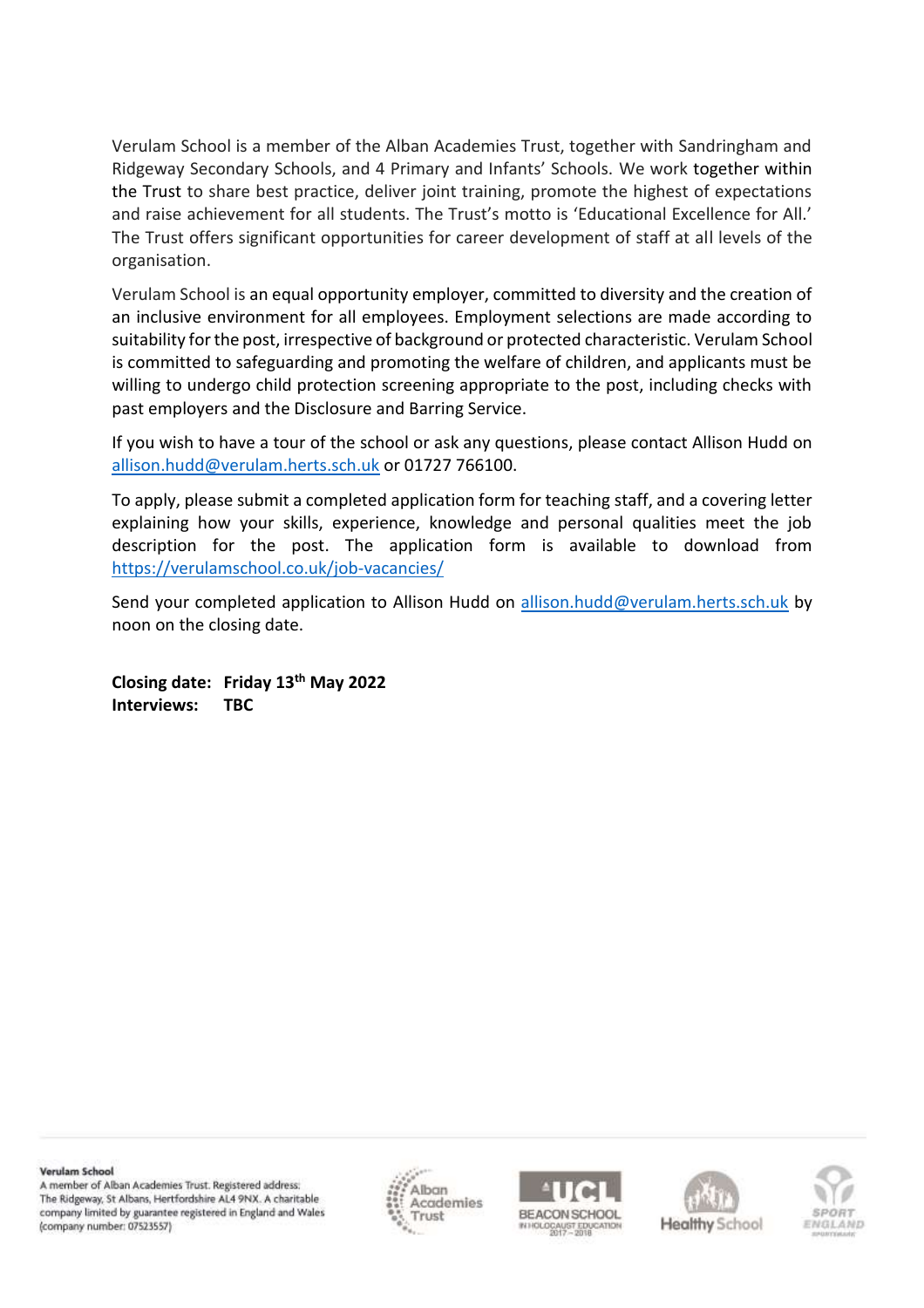Verulam School is a member of the Alban Academies Trust, together with Sandringham and Ridgeway Secondary Schools, and 4 Primary and Infants' Schools. We work together within the Trust to share best practice, deliver joint training, promote the highest of expectations and raise achievement for all students. The Trust's motto is 'Educational Excellence for All.' The Trust offers significant opportunities for career development of staff at all levels of the organisation.

Verulam School is an equal opportunity employer, committed to diversity and the creation of an inclusive environment for all employees. Employment selections are made according to suitability for the post, irrespective of background or protected characteristic. Verulam School is committed to safeguarding and promoting the welfare of children, and applicants must be willing to undergo child protection screening appropriate to the post, including checks with past employers and the Disclosure and Barring Service.

If you wish to have a tour of the school or ask any questions, please contact Allison Hudd on allison.hudd@verulam.herts.sch.uk or 01727 766100.

To apply, please submit a completed application form for teaching staff, and a covering letter explaining how your skills, experience, knowledge and personal qualities meet the job description for the post. The application form is available to download from https://verulamschool.co.uk/job-vacancies/

Send your completed application to Allison Hudd on allison.hudd@verulam.herts.sch.uk by noon on the closing date.

**Closing date: Friday 13th May 2022**
**Interviews: TBC**

**Verulam School**
A member of Alban Academies Trust. Registered address: The Ridgeway, St Albans, Hertfordshire AL4 9NX. A charitable company limited by guarantee registered in England and Wales (company number: 07523557)

Alban Academies Trust

UCL BEACON SCHOOL IN HOLOCAUST EDUCATION 2017 – 2018

Healthy School

SPORT ENGLAND